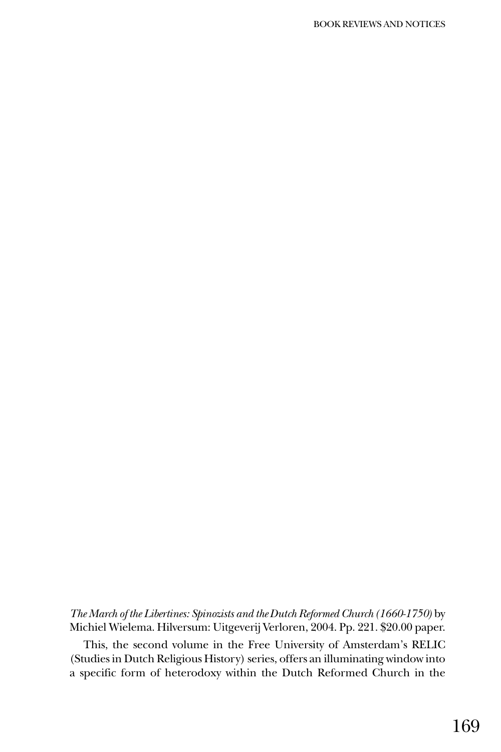*The March of the Libertines: Spinozists and the Dutch Reformed Church (1660-1750)* by Michiel Wielema. Hilversum: Uitgeverij Verloren, 2004. Pp. 221. $20.00 paper.

This, the second volume in the Free University of Amsterdam's RELIC (Studies in Dutch Religious History) series, offers an illuminating window into a specific form of heterodoxy within the Dutch Reformed Church in the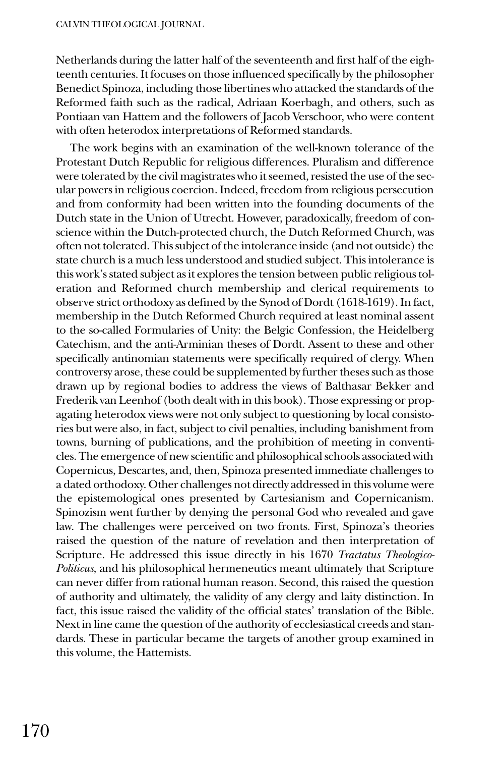Netherlands during the latter half of the seventeenth and first half of the eighteenth centuries. It focuses on those influenced specifically by the philosopher Benedict Spinoza, including those libertines who attacked the standards of the Reformed faith such as the radical, Adriaan Koerbagh, and others, such as Pontiaan van Hattem and the followers of Jacob Verschoor, who were content with often heterodox interpretations of Reformed standards.

The work begins with an examination of the well-known tolerance of the Protestant Dutch Republic for religious differences. Pluralism and difference were tolerated by the civil magistrates who it seemed, resisted the use of the secular powers in religious coercion. Indeed, freedom from religious persecution and from conformity had been written into the founding documents of the Dutch state in the Union of Utrecht. However, paradoxically, freedom of conscience within the Dutch-protected church, the Dutch Reformed Church, was often not tolerated. This subject of the intolerance inside (and not outside) the state church is a much less understood and studied subject. This intolerance is this work's stated subject as it explores the tension between public religious toleration and Reformed church membership and clerical requirements to observe strict orthodoxy as defined by the Synod of Dordt (1618-1619). In fact, membership in the Dutch Reformed Church required at least nominal assent to the so-called Formularies of Unity: the Belgic Confession, the Heidelberg Catechism, and the anti-Arminian theses of Dordt. Assent to these and other specifically antinomian statements were specifically required of clergy. When controversy arose, these could be supplemented by further theses such as those drawn up by regional bodies to address the views of Balthasar Bekker and Frederik van Leenhof (both dealt with in this book). Those expressing or propagating heterodox views were not only subject to questioning by local consistories but were also, in fact, subject to civil penalties, including banishment from towns, burning of publications, and the prohibition of meeting in conventicles. The emergence of new scientific and philosophical schools associated with Copernicus, Descartes, and, then, Spinoza presented immediate challenges to a dated orthodoxy. Other challenges not directly addressed in this volume were the epistemological ones presented by Cartesianism and Copernicanism. Spinozism went further by denying the personal God who revealed and gave law. The challenges were perceived on two fronts. First, Spinoza's theories raised the question of the nature of revelation and then interpretation of Scripture. He addressed this issue directly in his 1670 *Tractatus Theologico-Politicus*, and his philosophical hermeneutics meant ultimately that Scripture can never differ from rational human reason. Second, this raised the question of authority and ultimately, the validity of any clergy and laity distinction. In fact, this issue raised the validity of the official states' translation of the Bible. Next in line came the question of the authority of ecclesiastical creeds and standards. These in particular became the targets of another group examined in this volume, the Hattemists.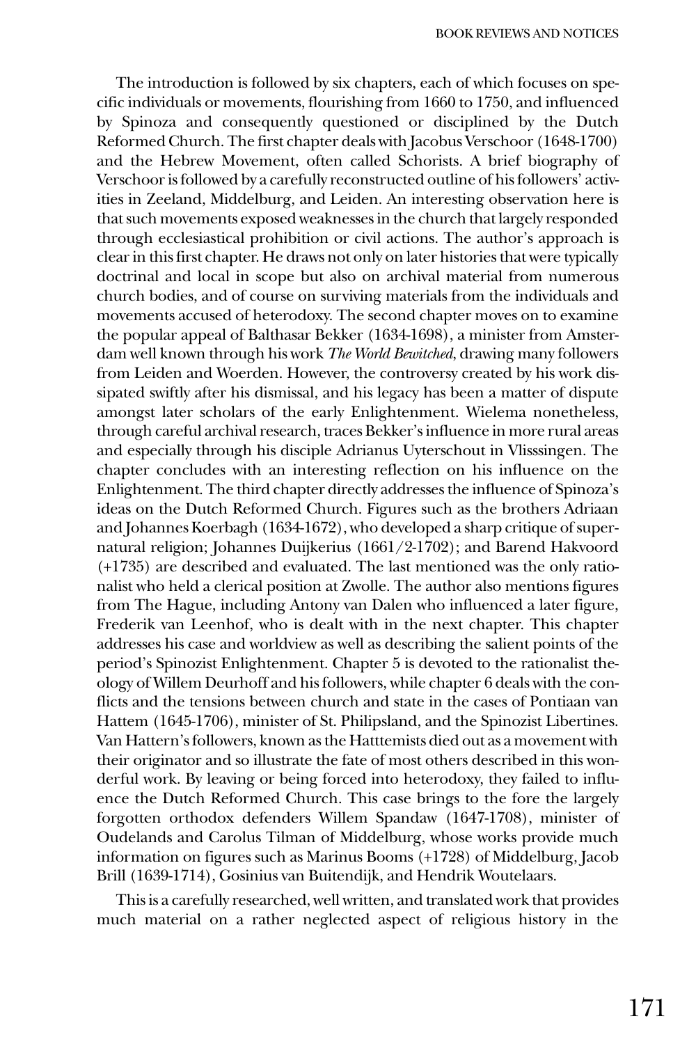The introduction is followed by six chapters, each of which focuses on specific individuals or movements, flourishing from 1660 to 1750, and influenced by Spinoza and consequently questioned or disciplined by the Dutch Reformed Church. The first chapter deals with Jacobus Verschoor (1648-1700) and the Hebrew Movement, often called Schorists. A brief biography of Verschoor is followed by a carefully reconstructed outline of his followers' activities in Zeeland, Middelburg, and Leiden. An interesting observation here is that such movements exposed weaknesses in the church that largely responded through ecclesiastical prohibition or civil actions. The author's approach is clear in this first chapter. He draws not only on later histories that were typically doctrinal and local in scope but also on archival material from numerous church bodies, and of course on surviving materials from the individuals and movements accused of heterodoxy. The second chapter moves on to examine the popular appeal of Balthasar Bekker (1634-1698), a minister from Amsterdam well known through his work *The World Bewitched*, drawing many followers from Leiden and Woerden. However, the controversy created by his work dissipated swiftly after his dismissal, and his legacy has been a matter of dispute amongst later scholars of the early Enlightenment. Wielema nonetheless, through careful archival research, traces Bekker's influence in more rural areas and especially through his disciple Adrianus Uyterschout in Vlisssingen. The chapter concludes with an interesting reflection on his influence on the Enlightenment. The third chapter directly addresses the influence of Spinoza's ideas on the Dutch Reformed Church. Figures such as the brothers Adriaan and Johannes Koerbagh (1634-1672), who developed a sharp critique of supernatural religion; Johannes Duijkerius (1661/2-1702); and Barend Hakvoord (+1735) are described and evaluated. The last mentioned was the only rationalist who held a clerical position at Zwolle. The author also mentions figures from The Hague, including Antony van Dalen who influenced a later figure, Frederik van Leenhof, who is dealt with in the next chapter. This chapter addresses his case and worldview as well as describing the salient points of the period's Spinozist Enlightenment. Chapter 5 is devoted to the rationalist theology of Willem Deurhoff and his followers, while chapter 6 deals with the conflicts and the tensions between church and state in the cases of Pontiaan van Hattem (1645-1706), minister of St. Philipsland, and the Spinozist Libertines. Van Hattern's followers, known as the Hatttemists died out as a movement with their originator and so illustrate the fate of most others described in this wonderful work. By leaving or being forced into heterodoxy, they failed to influence the Dutch Reformed Church. This case brings to the fore the largely forgotten orthodox defenders Willem Spandaw (1647-1708), minister of Oudelands and Carolus Tilman of Middelburg, whose works provide much information on figures such as Marinus Booms (+1728) of Middelburg, Jacob Brill (1639-1714), Gosinius van Buitendijk, and Hendrik Woutelaars.

This is a carefully researched, well written, and translated work that provides much material on a rather neglected aspect of religious history in the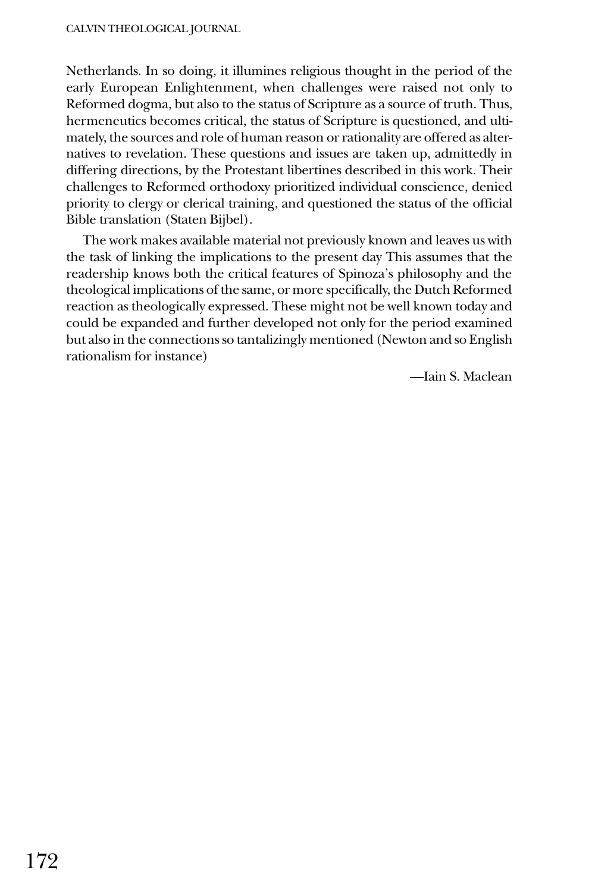Netherlands. In so doing, it illumines religious thought in the period of the early European Enlightenment, when challenges were raised not only to Reformed dogma, but also to the status of Scripture as a source of truth. Thus, hermeneutics becomes critical, the status of Scripture is questioned, and ultimately, the sources and role of human reason or rationality are offered as alternatives to revelation. These questions and issues are taken up, admittedly in differing directions, by the Protestant libertines described in this work. Their challenges to Reformed orthodoxy prioritized individual conscience, denied priority to clergy or clerical training, and questioned the status of the official Bible translation (Staten Bijbel).

The work makes available material not previously known and leaves us with the task of linking the implications to the present day This assumes that the readership knows both the critical features of Spinoza's philosophy and the theological implications of the same, or more specifically, the Dutch Reformed reaction as theologically expressed. These might not be well known today and could be expanded and further developed not only for the period examined but also in the connections so tantalizingly mentioned (Newton and so English rationalism for instance)

—Iain S. Maclean